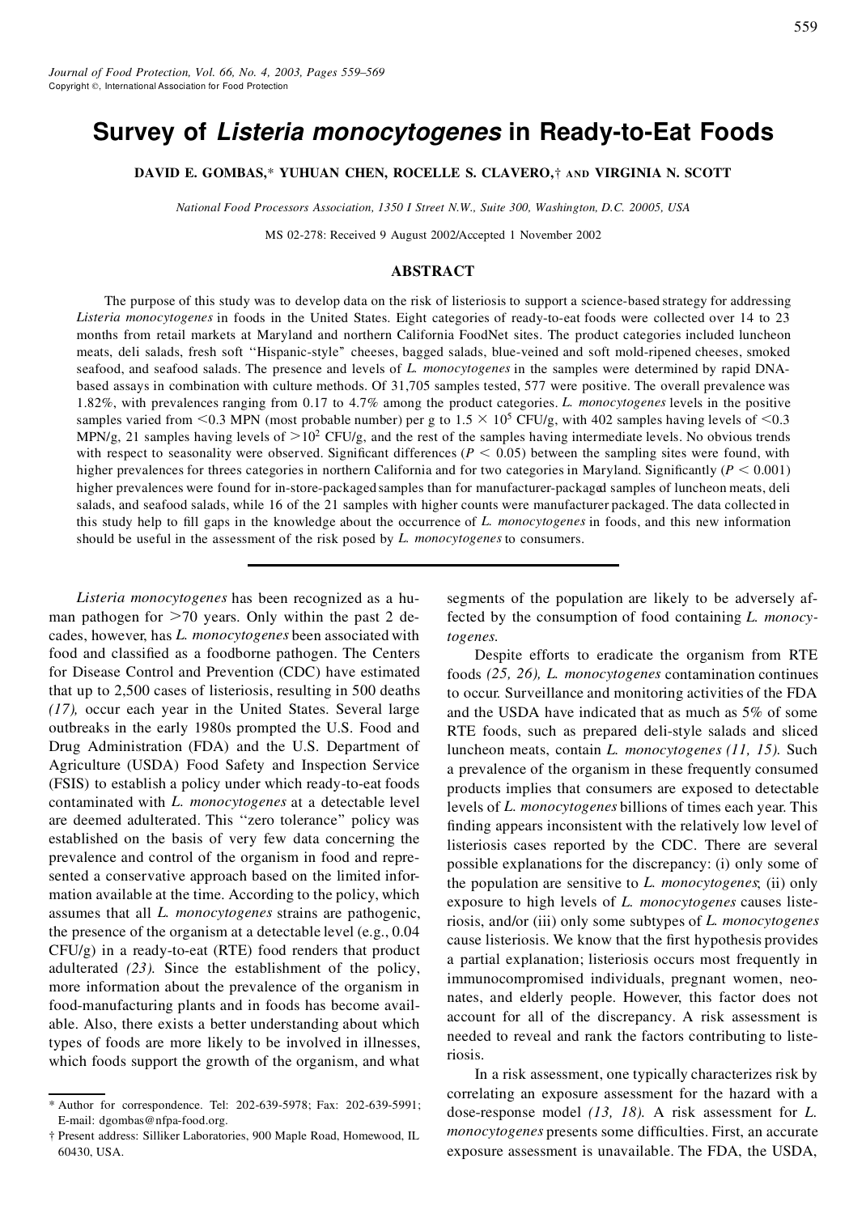*Journal of Food Protection, Vol. 66, No. 4, 2003, Pages 559–569*
Copyright ©, International Association for Food Protection

# Survey of *Listeria monocytogenes* in Ready-to-Eat Foods

**DAVID E. GOMBAS,* YUHUAN CHEN, ROCELLE S. CLAVERO,† AND VIRGINIA N. SCOTT**

*National Food Processors Association, 1350 I Street N.W., Suite 300, Washington, D.C. 20005, USA*

MS 02-278: Received 9 August 2002/Accepted 1 November 2002

## ABSTRACT

The purpose of this study was to develop data on the risk of listeriosis to support a science-based strategy for addressing *Listeria monocytogenes* in foods in the United States. Eight categories of ready-to-eat foods were collected over 14 to 23 months from retail markets at Maryland and northern California FoodNet sites. The product categories included luncheon meats, deli salads, fresh soft "Hispanic-style" cheeses, bagged salads, blue-veined and soft mold-ripened cheeses, smoked seafood, and seafood salads. The presence and levels of *L. monocytogenes* in the samples were determined by rapid DNA-based assays in combination with culture methods. Of 31,705 samples tested, 577 were positive. The overall prevalence was 1.82%, with prevalences ranging from 0.17 to 4.7% among the product categories. *L. monocytogenes* levels in the positive samples varied from <0.3 MPN (most probable number) per g to $1.5 \times 10^5$ CFU/g, with 402 samples having levels of <0.3 MPN/g, 21 samples having levels of $>10^2$ CFU/g, and the rest of the samples having intermediate levels. No obvious trends with respect to seasonality were observed. Significant differences ($P < 0.05$) between the sampling sites were found, with higher prevalences for threes categories in northern California and for two categories in Maryland. Significantly ($P < 0.001$) higher prevalences were found for in-store-packaged samples than for manufacturer-packaged samples of luncheon meats, deli salads, and seafood salads, while 16 of the 21 samples with higher counts were manufacturer packaged. The data collected in this study help to fill gaps in the knowledge about the occurrence of *L. monocytogenes* in foods, and this new information should be useful in the assessment of the risk posed by *L. monocytogenes* to consumers.

---

*Listeria monocytogenes* has been recognized as a human pathogen for >70 years. Only within the past 2 decades, however, has *L. monocytogenes* been associated with food and classified as a foodborne pathogen. The Centers for Disease Control and Prevention (CDC) have estimated that up to 2,500 cases of listeriosis, resulting in 500 deaths *(17),* occur each year in the United States. Several large outbreaks in the early 1980s prompted the U.S. Food and Drug Administration (FDA) and the U.S. Department of Agriculture (USDA) Food Safety and Inspection Service (FSIS) to establish a policy under which ready-to-eat foods contaminated with *L. monocytogenes* at a detectable level are deemed adulterated. This "zero tolerance" policy was established on the basis of very few data concerning the prevalence and control of the organism in food and represented a conservative approach based on the limited information available at the time. According to the policy, which assumes that all *L. monocytogenes* strains are pathogenic, the presence of the organism at a detectable level (e.g., 0.04 CFU/g) in a ready-to-eat (RTE) food renders that product adulterated *(23).* Since the establishment of the policy, more information about the prevalence of the organism in food-manufacturing plants and in foods has become available. Also, there exists a better understanding about which types of foods are more likely to be involved in illnesses, which foods support the growth of the organism, and what segments of the population are likely to be adversely affected by the consumption of food containing *L. monocytogenes.*

Despite efforts to eradicate the organism from RTE foods *(25, 26), L. monocytogenes* contamination continues to occur. Surveillance and monitoring activities of the FDA and the USDA have indicated that as much as 5% of some RTE foods, such as prepared deli-style salads and sliced luncheon meats, contain *L. monocytogenes (11, 15).* Such a prevalence of the organism in these frequently consumed products implies that consumers are exposed to detectable levels of *L. monocytogenes* billions of times each year. This finding appears inconsistent with the relatively low level of listeriosis cases reported by the CDC. There are several possible explanations for the discrepancy: (i) only some of the population are sensitive to *L. monocytogenes*; (ii) only exposure to high levels of *L. monocytogenes* causes listeriosis, and/or (iii) only some subtypes of *L. monocytogenes* cause listeriosis. We know that the first hypothesis provides a partial explanation; listeriosis occurs most frequently in immunocompromised individuals, pregnant women, neonates, and elderly people. However, this factor does not account for all of the discrepancy. A risk assessment is needed to reveal and rank the factors contributing to listeriosis.

In a risk assessment, one typically characterizes risk by correlating an exposure assessment for the hazard with a dose-response model *(13, 18).* A risk assessment for *L. monocytogenes* presents some difficulties. First, an accurate exposure assessment is unavailable. The FDA, the USDA,

---

\* Author for correspondence. Tel: 202-639-5978; Fax: 202-639-5991; E-mail: dgombas@nfpa-food.org.

† Present address: Silliker Laboratories, 900 Maple Road, Homewood, IL 60430, USA.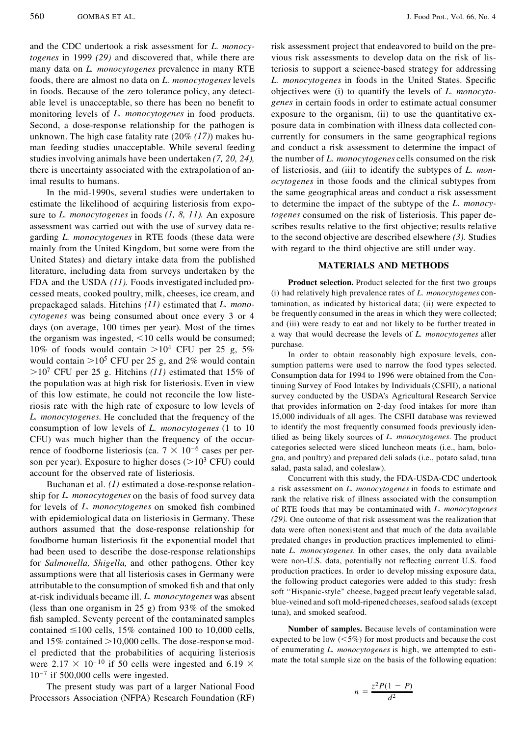and the CDC undertook a risk assessment for *L. monocytogenes* in 1999 *(29)* and discovered that, while there are many data on *L. monocytogenes* prevalence in many RTE foods, there are almost no data on *L. monocytogenes* levels in foods. Because of the zero tolerance policy, any detectable level is unacceptable, so there has been no benefit to monitoring levels of *L. monocytogenes* in food products. Second, a dose-response relationship for the pathogen is unknown. The high case fatality rate (20% *(17)*) makes human feeding studies unacceptable. While several feeding studies involving animals have been undertaken *(7, 20, 24)*, there is uncertainty associated with the extrapolation of animal results to humans.

In the mid-1990s, several studies were undertaken to estimate the likelihood of acquiring listeriosis from exposure to *L. monocytogenes* in foods *(1, 8, 11)*. An exposure assessment was carried out with the use of survey data regarding *L. monocytogenes* in RTE foods (these data were mainly from the United Kingdom, but some were from the United States) and dietary intake data from the published literature, including data from surveys undertaken by the FDA and the USDA *(11)*. Foods investigated included processed meats, cooked poultry, milk, cheeses, ice cream, and prepackaged salads. Hitchins *(11)* estimated that *L. monocytogenes* was being consumed about once every 3 or 4 days (on average, 100 times per year). Most of the times the organism was ingested, $<10$ cells would be consumed; 10% of foods would contain $>10^4$ CFU per 25 g, 5% would contain $>10^5$ CFU per 25 g, and 2% would contain $>10^7$ CFU per 25 g. Hitchins *(11)* estimated that 15% of the population was at high risk for listeriosis. Even in view of this low estimate, he could not reconcile the low listeriosis rate with the high rate of exposure to low levels of *L. monocytogenes.* He concluded that the frequency of the consumption of low levels of *L. monocytogenes* (1 to 10 CFU) was much higher than the frequency of the occurrence of foodborne listeriosis (ca. $7 \times 10^{-6}$ cases per person per year). Exposure to higher doses ($>10^3$ CFU) could account for the observed rate of listeriosis.

Buchanan et al. *(1)* estimated a dose-response relationship for *L. monocytogenes* on the basis of food survey data for levels of *L. monocytogenes* on smoked fish combined with epidemiological data on listeriosis in Germany. These authors assumed that the dose-response relationship for foodborne human listeriosis fit the exponential model that had been used to describe the dose-response relationships for *Salmonella, Shigella,* and other pathogens. Other key assumptions were that all listeriosis cases in Germany were attributable to the consumption of smoked fish and that only at-risk individuals became ill. *L. monocytogenes* was absent (less than one organism in 25 g) from 93% of the smoked fish sampled. Seventy percent of the contaminated samples contained $\leq 100$ cells, 15% contained 100 to 10,000 cells, and 15% contained $>10{,}000$ cells. The dose-response model predicted that the probabilities of acquiring listeriosis were $2.17 \times 10^{-10}$ if 50 cells were ingested and $6.19 \times 10^{-7}$ if 500,000 cells were ingested.

The present study was part of a larger National Food Processors Association (NFPA) Research Foundation (RF) risk assessment project that endeavored to build on the previous risk assessments to develop data on the risk of listeriosis to support a science-based strategy for addressing *L. monocytogenes* in foods in the United States. Specific objectives were (i) to quantify the levels of *L. monocytogenes* in certain foods in order to estimate actual consumer exposure to the organism, (ii) to use the quantitative exposure data in combination with illness data collected concurrently for consumers in the same geographical regions and conduct a risk assessment to determine the impact of the number of *L. monocytogenes* cells consumed on the risk of listeriosis, and (iii) to identify the subtypes of *L. monocytogenes* in those foods and the clinical subtypes from the same geographical areas and conduct a risk assessment to determine the impact of the subtype of the *L. monocytogenes* consumed on the risk of listeriosis. This paper describes results relative to the first objective; results relative to the second objective are described elsewhere *(3)*. Studies with regard to the third objective are still under way.

## MATERIALS AND METHODS

**Product selection.** Product selected for the first two groups (i) had relatively high prevalence rates of *L. monocytogenes* contamination, as indicated by historical data; (ii) were expected to be frequently consumed in the areas in which they were collected; and (iii) were ready to eat and not likely to be further treated in a way that would decrease the levels of *L. monocytogenes* after purchase.

In order to obtain reasonably high exposure levels, consumption patterns were used to narrow the food types selected. Consumption data for 1994 to 1996 were obtained from the Continuing Survey of Food Intakes by Individuals (CSFII), a national survey conducted by the USDA's Agricultural Research Service that provides information on 2-day food intakes for more than 15,000 individuals of all ages. The CSFII database was reviewed to identify the most frequently consumed foods previously identified as being likely sources of *L. monocytogenes*. The product categories selected were sliced luncheon meats (i.e., ham, bologna, and poultry) and prepared deli salads (i.e., potato salad, tuna salad, pasta salad, and coleslaw).

Concurrent with this study, the FDA-USDA-CDC undertook a risk assessment on *L. monocytogenes* in foods to estimate and rank the relative risk of illness associated with the consumption of RTE foods that may be contaminated with *L. monocytogenes* *(29)*. One outcome of that risk assessment was the realization that data were often nonexistent and that much of the data available predated changes in production practices implemented to eliminate *L. monocytogenes*. In other cases, the only data available were non-U.S. data, potentially not reflecting current U.S. food production practices. In order to develop missing exposure data, the following product categories were added to this study: fresh soft ''Hispanic-style'' cheese, bagged precut leafy vegetable salad, blue-veined and soft mold-ripened cheeses, seafood salads (except tuna), and smoked seafood.

**Number of samples.** Because levels of contamination were expected to be low ($<5\%$) for most products and because the cost of enumerating *L. monocytogenes* is high, we attempted to estimate the total sample size on the basis of the following equation:

$$n = \frac{z^2 P(1 - P)}{d^2}$$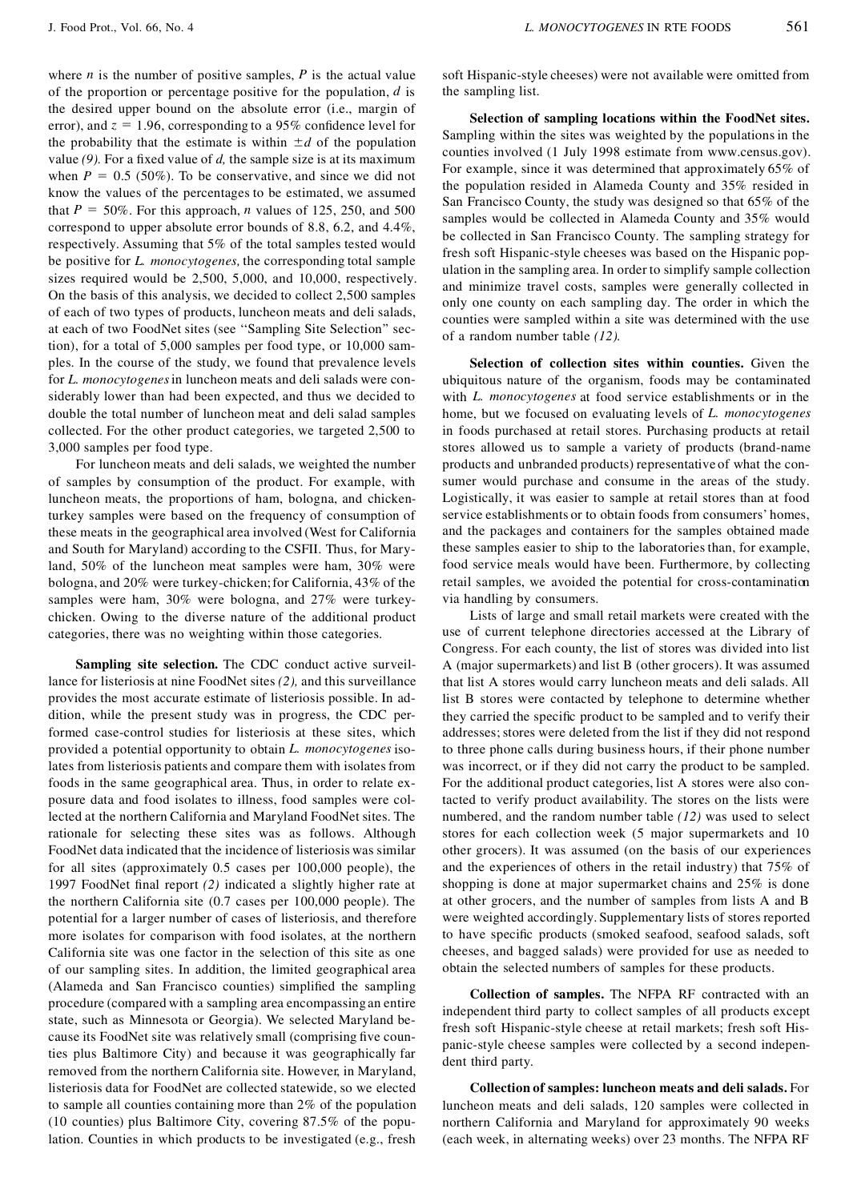where $n$ is the number of positive samples, $P$ is the actual value of the proportion or percentage positive for the population, $d$ is the desired upper bound on the absolute error (i.e., margin of error), and $z = 1.96$, corresponding to a 95% confidence level for the probability that the estimate is within $\pm d$ of the population value *(9)*. For a fixed value of $d$, the sample size is at its maximum when $P = 0.5$ (50%). To be conservative, and since we did not know the values of the percentages to be estimated, we assumed that $P = 50\%$. For this approach, $n$ values of 125, 250, and 500 correspond to upper absolute error bounds of 8.8, 6.2, and 4.4%, respectively. Assuming that 5% of the total samples tested would be positive for *L. monocytogenes,* the corresponding total sample sizes required would be 2,500, 5,000, and 10,000, respectively. On the basis of this analysis, we decided to collect 2,500 samples of each of two types of products, luncheon meats and deli salads, at each of two FoodNet sites (see "Sampling Site Selection" section), for a total of 5,000 samples per food type, or 10,000 samples. In the course of the study, we found that prevalence levels for *L. monocytogenes* in luncheon meats and deli salads were considerably lower than had been expected, and thus we decided to double the total number of luncheon meat and deli salad samples collected. For the other product categories, we targeted 2,500 to 3,000 samples per food type.

For luncheon meats and deli salads, we weighted the number of samples by consumption of the product. For example, with luncheon meats, the proportions of ham, bologna, and chicken-turkey samples were based on the frequency of consumption of these meats in the geographical area involved (West for California and South for Maryland) according to the CSFII. Thus, for Maryland, 50% of the luncheon meat samples were ham, 30% were bologna, and 20% were turkey-chicken; for California, 43% of the samples were ham, 30% were bologna, and 27% were turkey-chicken. Owing to the diverse nature of the additional product categories, there was no weighting within those categories.

**Sampling site selection.** The CDC conduct active surveillance for listeriosis at nine FoodNet sites *(2),* and this surveillance provides the most accurate estimate of listeriosis possible. In addition, while the present study was in progress, the CDC performed case-control studies for listeriosis at these sites, which provided a potential opportunity to obtain *L. monocytogenes* isolates from listeriosis patients and compare them with isolates from foods in the same geographical area. Thus, in order to relate exposure data and food isolates to illness, food samples were collected at the northern California and Maryland FoodNet sites. The rationale for selecting these sites was as follows. Although FoodNet data indicated that the incidence of listeriosis was similar for all sites (approximately 0.5 cases per 100,000 people), the 1997 FoodNet final report *(2)* indicated a slightly higher rate at the northern California site (0.7 cases per 100,000 people). The potential for a larger number of cases of listeriosis, and therefore more isolates for comparison with food isolates, at the northern California site was one factor in the selection of this site as one of our sampling sites. In addition, the limited geographical area (Alameda and San Francisco counties) simplified the sampling procedure (compared with a sampling area encompassing an entire state, such as Minnesota or Georgia). We selected Maryland because its FoodNet site was relatively small (comprising five counties plus Baltimore City) and because it was geographically far removed from the northern California site. However, in Maryland, listeriosis data for FoodNet are collected statewide, so we elected to sample all counties containing more than 2% of the population (10 counties) plus Baltimore City, covering 87.5% of the population. Counties in which products to be investigated (e.g., fresh soft Hispanic-style cheeses) were not available were omitted from the sampling list.

**Selection of sampling locations within the FoodNet sites.** Sampling within the sites was weighted by the populations in the counties involved (1 July 1998 estimate from www.census.gov). For example, since it was determined that approximately 65% of the population resided in Alameda County and 35% resided in San Francisco County, the study was designed so that 65% of the samples would be collected in Alameda County and 35% would be collected in San Francisco County. The sampling strategy for fresh soft Hispanic-style cheeses was based on the Hispanic population in the sampling area. In order to simplify sample collection and minimize travel costs, samples were generally collected in only one county on each sampling day. The order in which the counties were sampled within a site was determined with the use of a random number table *(12).*

**Selection of collection sites within counties.** Given the ubiquitous nature of the organism, foods may be contaminated with *L. monocytogenes* at food service establishments or in the home, but we focused on evaluating levels of *L. monocytogenes* in foods purchased at retail stores. Purchasing products at retail stores allowed us to sample a variety of products (brand-name products and unbranded products) representative of what the consumer would purchase and consume in the areas of the study. Logistically, it was easier to sample at retail stores than at food service establishments or to obtain foods from consumers' homes, and the packages and containers for the samples obtained made these samples easier to ship to the laboratories than, for example, food service meals would have been. Furthermore, by collecting retail samples, we avoided the potential for cross-contamination via handling by consumers.

Lists of large and small retail markets were created with the use of current telephone directories accessed at the Library of Congress. For each county, the list of stores was divided into list A (major supermarkets) and list B (other grocers). It was assumed that list A stores would carry luncheon meats and deli salads. All list B stores were contacted by telephone to determine whether they carried the specific product to be sampled and to verify their addresses; stores were deleted from the list if they did not respond to three phone calls during business hours, if their phone number was incorrect, or if they did not carry the product to be sampled. For the additional product categories, list A stores were also contacted to verify product availability. The stores on the lists were numbered, and the random number table *(12)* was used to select stores for each collection week (5 major supermarkets and 10 other grocers). It was assumed (on the basis of our experiences and the experiences of others in the retail industry) that 75% of shopping is done at major supermarket chains and 25% is done at other grocers, and the number of samples from lists A and B were weighted accordingly. Supplementary lists of stores reported to have specific products (smoked seafood, seafood salads, soft cheeses, and bagged salads) were provided for use as needed to obtain the selected numbers of samples for these products.

**Collection of samples.** The NFPA RF contracted with an independent third party to collect samples of all products except fresh soft Hispanic-style cheese at retail markets; fresh soft Hispanic-style cheese samples were collected by a second independent third party.

**Collection of samples: luncheon meats and deli salads.** For luncheon meats and deli salads, 120 samples were collected in northern California and Maryland for approximately 90 weeks (each week, in alternating weeks) over 23 months. The NFPA RF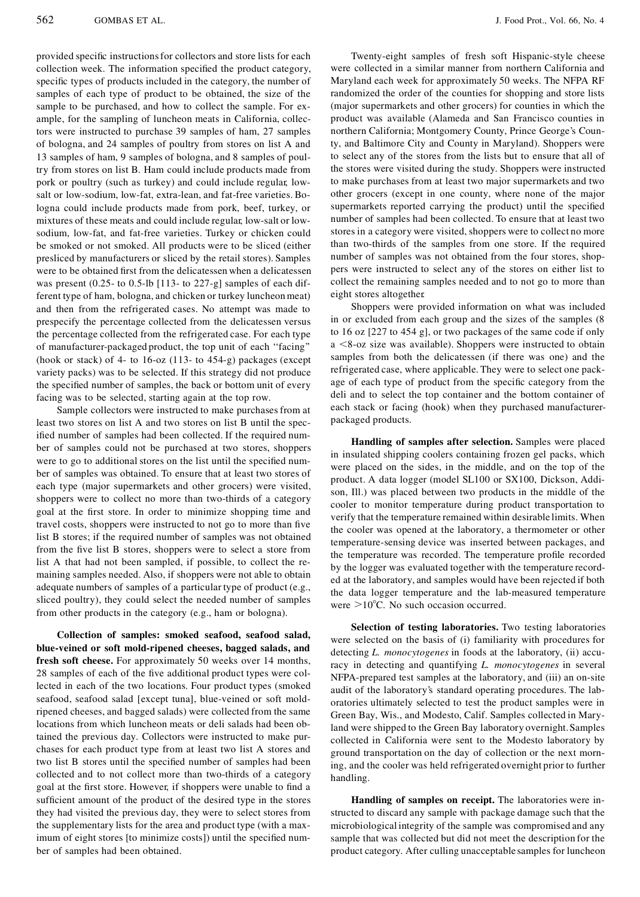provided specific instructions for collectors and store lists for each collection week. The information specified the product category, specific types of products included in the category, the number of samples of each type of product to be obtained, the size of the sample to be purchased, and how to collect the sample. For example, for the sampling of luncheon meats in California, collectors were instructed to purchase 39 samples of ham, 27 samples of bologna, and 24 samples of poultry from stores on list A and 13 samples of ham, 9 samples of bologna, and 8 samples of poultry from stores on list B. Ham could include products made from pork or poultry (such as turkey) and could include regular, low-salt or low-sodium, low-fat, extra-lean, and fat-free varieties. Bologna could include products made from pork, beef, turkey, or mixtures of these meats and could include regular, low-salt or low-sodium, low-fat, and fat-free varieties. Turkey or chicken could be smoked or not smoked. All products were to be sliced (either presliced by manufacturers or sliced by the retail stores). Samples were to be obtained first from the delicatessen when a delicatessen was present (0.25- to 0.5-lb [113- to 227-g] samples of each different type of ham, bologna, and chicken or turkey luncheon meat) and then from the refrigerated cases. No attempt was made to prespecify the percentage collected from the delicatessen versus the percentage collected from the refrigerated case. For each type of manufacturer-packaged product, the top unit of each "facing" (hook or stack) of 4- to 16-oz (113- to 454-g) packages (except variety packs) was to be selected. If this strategy did not produce the specified number of samples, the back or bottom unit of every facing was to be selected, starting again at the top row.

Sample collectors were instructed to make purchases from at least two stores on list A and two stores on list B until the specified number of samples had been collected. If the required number of samples could not be purchased at two stores, shoppers were to go to additional stores on the list until the specified number of samples was obtained. To ensure that at least two stores of each type (major supermarkets and other grocers) were visited, shoppers were to collect no more than two-thirds of a category goal at the first store. In order to minimize shopping time and travel costs, shoppers were instructed to not go to more than five list B stores; if the required number of samples was not obtained from the five list B stores, shoppers were to select a store from list A that had not been sampled, if possible, to collect the remaining samples needed. Also, if shoppers were not able to obtain adequate numbers of samples of a particular type of product (e.g., sliced poultry), they could select the needed number of samples from other products in the category (e.g., ham or bologna).

**Collection of samples: smoked seafood, seafood salad, blue-veined or soft mold-ripened cheeses, bagged salads, and fresh soft cheese.** For approximately 50 weeks over 14 months, 28 samples of each of the five additional product types were collected in each of the two locations. Four product types (smoked seafood, seafood salad [except tuna], blue-veined or soft mold-ripened cheeses, and bagged salads) were collected from the same locations from which luncheon meats or deli salads had been obtained the previous day. Collectors were instructed to make purchases for each product type from at least two list A stores and two list B stores until the specified number of samples had been collected and to not collect more than two-thirds of a category goal at the first store. However, if shoppers were unable to find a sufficient amount of the product of the desired type in the stores they had visited the previous day, they were to select stores from the supplementary lists for the area and product type (with a maximum of eight stores [to minimize costs]) until the specified number of samples had been obtained.

Twenty-eight samples of fresh soft Hispanic-style cheese were collected in a similar manner from northern California and Maryland each week for approximately 50 weeks. The NFPA RF randomized the order of the counties for shopping and store lists (major supermarkets and other grocers) for counties in which the product was available (Alameda and San Francisco counties in northern California; Montgomery County, Prince George's County, and Baltimore City and County in Maryland). Shoppers were to select any of the stores from the lists but to ensure that all of the stores were visited during the study. Shoppers were instructed to make purchases from at least two major supermarkets and two other grocers (except in one county, where none of the major supermarkets reported carrying the product) until the specified number of samples had been collected. To ensure that at least two stores in a category were visited, shoppers were to collect no more than two-thirds of the samples from one store. If the required number of samples was not obtained from the four stores, shoppers were instructed to select any of the stores on either list to collect the remaining samples needed and to not go to more than eight stores altogether.

Shoppers were provided information on what was included in or excluded from each group and the sizes of the samples (8 to 16 oz [227 to 454 g], or two packages of the same code if only a <8-oz size was available). Shoppers were instructed to obtain samples from both the delicatessen (if there was one) and the refrigerated case, where applicable. They were to select one package of each type of product from the specific category from the deli and to select the top container and the bottom container of each stack or facing (hook) when they purchased manufacturer-packaged products.

**Handling of samples after selection.** Samples were placed in insulated shipping coolers containing frozen gel packs, which were placed on the sides, in the middle, and on the top of the product. A data logger (model SL100 or SX100, Dickson, Addison, Ill.) was placed between two products in the middle of the cooler to monitor temperature during product transportation to verify that the temperature remained within desirable limits. When the cooler was opened at the laboratory, a thermometer or other temperature-sensing device was inserted between packages, and the temperature was recorded. The temperature profile recorded by the logger was evaluated together with the temperature recorded at the laboratory, and samples would have been rejected if both the data logger temperature and the lab-measured temperature were >10°C. No such occasion occurred.

**Selection of testing laboratories.** Two testing laboratories were selected on the basis of (i) familiarity with procedures for detecting *L. monocytogenes* in foods at the laboratory, (ii) accuracy in detecting and quantifying *L. monocytogenes* in several NFPA-prepared test samples at the laboratory, and (iii) an on-site audit of the laboratory's standard operating procedures. The laboratories ultimately selected to test the product samples were in Green Bay, Wis., and Modesto, Calif. Samples collected in Maryland were shipped to the Green Bay laboratory overnight. Samples collected in California were sent to the Modesto laboratory by ground transportation on the day of collection or the next morning, and the cooler was held refrigerated overnight prior to further handling.

**Handling of samples on receipt.** The laboratories were instructed to discard any sample with package damage such that the microbiological integrity of the sample was compromised and any sample that was collected but did not meet the description for the product category. After culling unacceptable samples for luncheon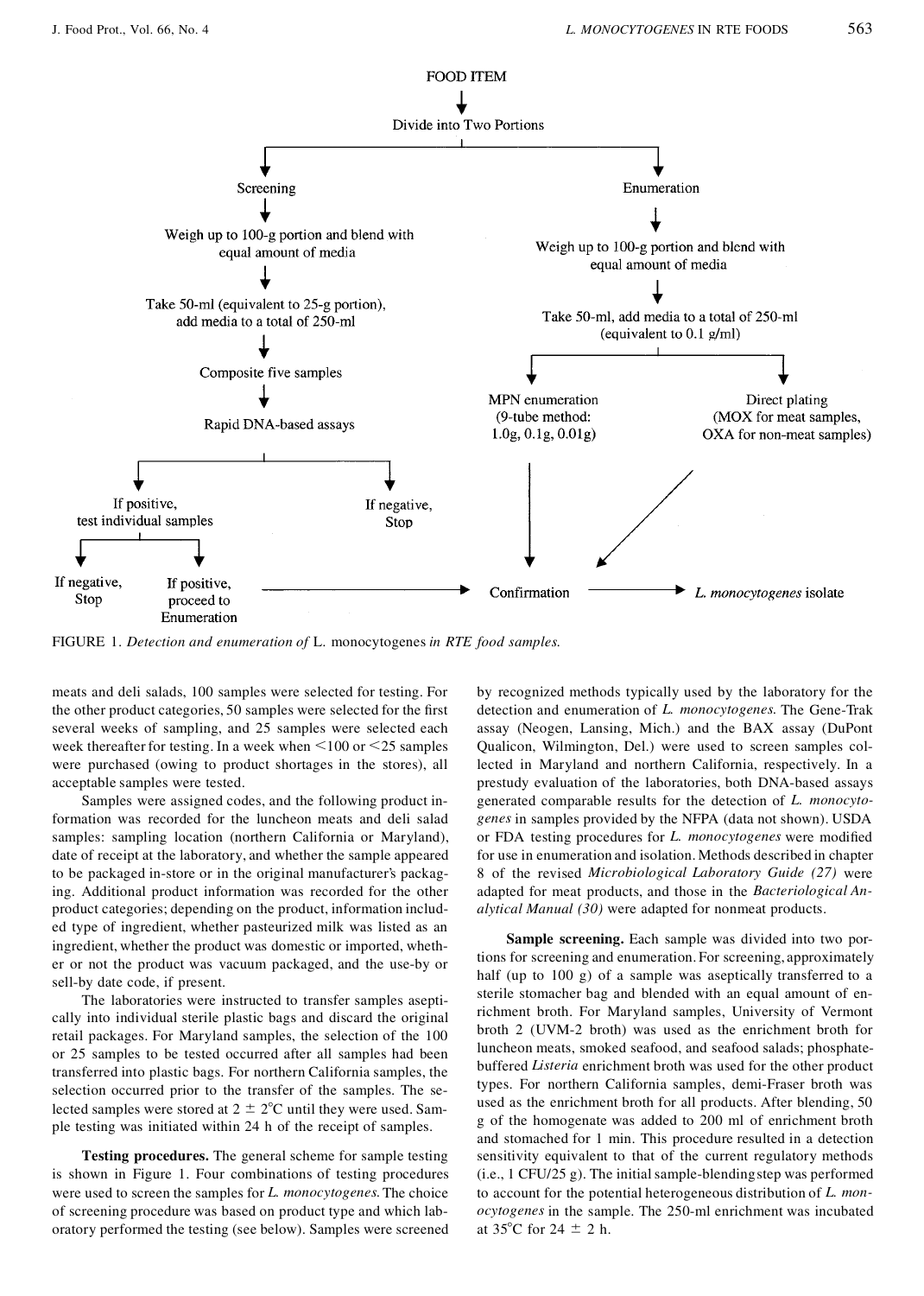FOOD ITEM

↓

Divide into Two Portions

**Screening**

↓

Weigh up to 100-g portion and blend with equal amount of media

↓

Take 50-ml (equivalent to 25-g portion), add media to a total of 250-ml

↓

Composite five samples

↓

Rapid DNA-based assays

- If positive, test individual samples
  - If negative, Stop
  - If positive, proceed to Enumeration → Confirmation
- If negative, Stop

**Enumeration**

↓

Weigh up to 100-g portion and blend with equal amount of media

↓

Take 50-ml, add media to a total of 250-ml (equivalent to 0.1 g/ml)

- MPN enumeration (9-tube method: 1.0g, 0.1g, 0.01g) → Confirmation
- Direct plating (MOX for meat samples, OXA for non-meat samples) → Confirmation

Confirmation → *L. monocytogenes* isolate

FIGURE 1. *Detection and enumeration of* L. monocytogenes *in RTE food samples.*

meats and deli salads, 100 samples were selected for testing. For the other product categories, 50 samples were selected for the first several weeks of sampling, and 25 samples were selected each week thereafter for testing. In a week when <100 or <25 samples were purchased (owing to product shortages in the stores), all acceptable samples were tested.

Samples were assigned codes, and the following product information was recorded for the luncheon meats and deli salad samples: sampling location (northern California or Maryland), date of receipt at the laboratory, and whether the sample appeared to be packaged in-store or in the original manufacturer's packaging. Additional product information was recorded for the other product categories; depending on the product, information included type of ingredient, whether pasteurized milk was listed as an ingredient, whether the product was domestic or imported, whether or not the product was vacuum packaged, and the use-by or sell-by date code, if present.

The laboratories were instructed to transfer samples aseptically into individual sterile plastic bags and discard the original retail packages. For Maryland samples, the selection of the 100 or 25 samples to be tested occurred after all samples had been transferred into plastic bags. For northern California samples, the selection occurred prior to the transfer of the samples. The selected samples were stored at 2 ± 2°C until they were used. Sample testing was initiated within 24 h of the receipt of samples.

**Testing procedures.** The general scheme for sample testing is shown in Figure 1. Four combinations of testing procedures were used to screen the samples for *L. monocytogenes.* The choice of screening procedure was based on product type and which laboratory performed the testing (see below). Samples were screened by recognized methods typically used by the laboratory for the detection and enumeration of *L. monocytogenes.* The Gene-Trak assay (Neogen, Lansing, Mich.) and the BAX assay (DuPont Qualicon, Wilmington, Del.) were used to screen samples collected in Maryland and northern California, respectively. In a prestudy evaluation of the laboratories, both DNA-based assays generated comparable results for the detection of *L. monocytogenes* in samples provided by the NFPA (data not shown). USDA or FDA testing procedures for *L. monocytogenes* were modified for use in enumeration and isolation. Methods described in chapter 8 of the revised *Microbiological Laboratory Guide (27)* were adapted for meat products, and those in the *Bacteriological Analytical Manual (30)* were adapted for nonmeat products.

**Sample screening.** Each sample was divided into two portions for screening and enumeration. For screening, approximately half (up to 100 g) of a sample was aseptically transferred to a sterile stomacher bag and blended with an equal amount of enrichment broth. For Maryland samples, University of Vermont broth 2 (UVM-2 broth) was used as the enrichment broth for luncheon meats, smoked seafood, and seafood salads; phosphate-buffered *Listeria* enrichment broth was used for the other product types. For northern California samples, demi-Fraser broth was used as the enrichment broth for all products. After blending, 50 g of the homogenate was added to 200 ml of enrichment broth and stomached for 1 min. This procedure resulted in a detection sensitivity equivalent to that of the current regulatory methods (i.e., 1 CFU/25 g). The initial sample-blending step was performed to account for the potential heterogeneous distribution of *L. monocytogenes* in the sample. The 250-ml enrichment was incubated at 35°C for 24 ± 2 h.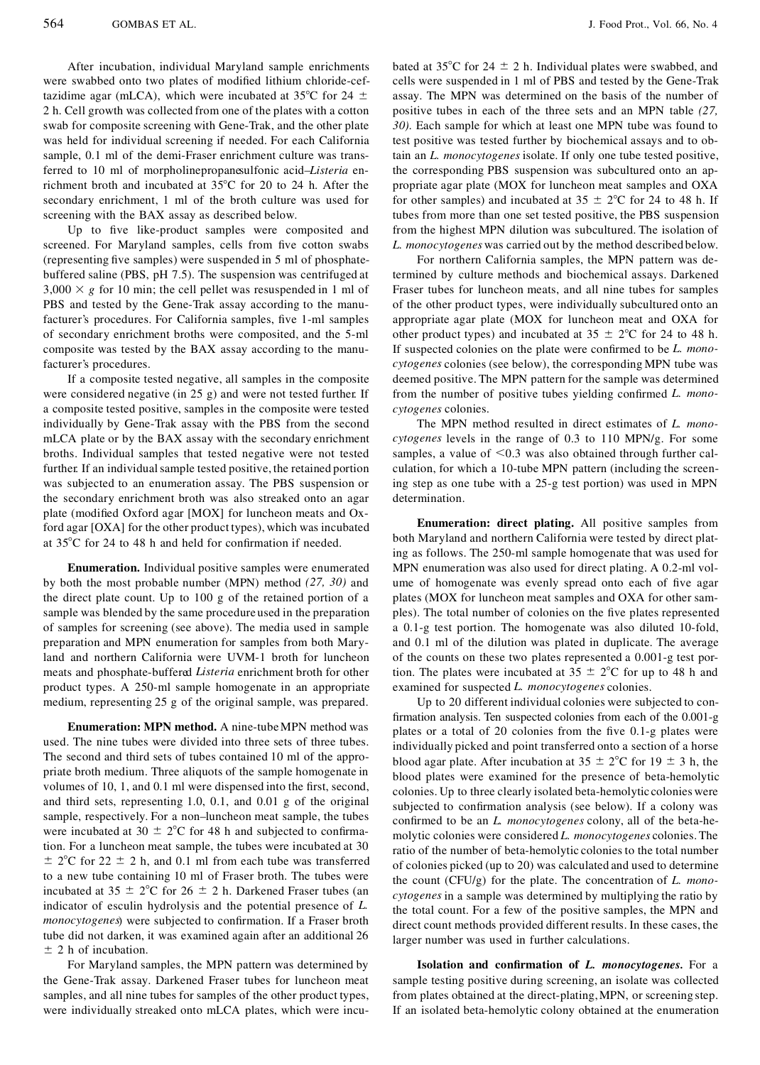After incubation, individual Maryland sample enrichments were swabbed onto two plates of modified lithium chloride-ceftazidime agar (mLCA), which were incubated at 35°C for 24 ± 2 h. Cell growth was collected from one of the plates with a cotton swab for composite screening with Gene-Trak, and the other plate was held for individual screening if needed. For each California sample, 0.1 ml of the demi-Fraser enrichment culture was transferred to 10 ml of morpholinepropanesulfonic acid–*Listeria* enrichment broth and incubated at 35°C for 20 to 24 h. After the secondary enrichment, 1 ml of the broth culture was used for screening with the BAX assay as described below.

Up to five like-product samples were composited and screened. For Maryland samples, cells from five cotton swabs (representing five samples) were suspended in 5 ml of phosphate-buffered saline (PBS, pH 7.5). The suspension was centrifuged at 3,000 × *g* for 10 min; the cell pellet was resuspended in 1 ml of PBS and tested by the Gene-Trak assay according to the manufacturer's procedures. For California samples, five 1-ml samples of secondary enrichment broths were composited, and the 5-ml composite was tested by the BAX assay according to the manufacturer's procedures.

If a composite tested negative, all samples in the composite were considered negative (in 25 g) and were not tested further. If a composite tested positive, samples in the composite were tested individually by Gene-Trak assay with the PBS from the second mLCA plate or by the BAX assay with the secondary enrichment broths. Individual samples that tested negative were not tested further. If an individual sample tested positive, the retained portion was subjected to an enumeration assay. The PBS suspension or the secondary enrichment broth was also streaked onto an agar plate (modified Oxford agar [MOX] for luncheon meats and Oxford agar [OXA] for the other product types), which was incubated at 35°C for 24 to 48 h and held for confirmation if needed.

**Enumeration.** Individual positive samples were enumerated by both the most probable number (MPN) method *(27, 30)* and the direct plate count. Up to 100 g of the retained portion of a sample was blended by the same procedure used in the preparation of samples for screening (see above). The media used in sample preparation and MPN enumeration for samples from both Maryland and northern California were UVM-1 broth for luncheon meats and phosphate-buffered *Listeria* enrichment broth for other product types. A 250-ml sample homogenate in an appropriate medium, representing 25 g of the original sample, was prepared.

**Enumeration: MPN method.** A nine-tube MPN method was used. The nine tubes were divided into three sets of three tubes. The second and third sets of tubes contained 10 ml of the appropriate broth medium. Three aliquots of the sample homogenate in volumes of 10, 1, and 0.1 ml were dispensed into the first, second, and third sets, representing 1.0, 0.1, and 0.01 g of the original sample, respectively. For a non–luncheon meat sample, the tubes were incubated at 30 ± 2°C for 48 h and subjected to confirmation. For a luncheon meat sample, the tubes were incubated at 30 ± 2°C for 22 ± 2 h, and 0.1 ml from each tube was transferred to a new tube containing 10 ml of Fraser broth. The tubes were incubated at 35 ± 2°C for 26 ± 2 h. Darkened Fraser tubes (an indicator of esculin hydrolysis and the potential presence of *L. monocytogenes*) were subjected to confirmation. If a Fraser broth tube did not darken, it was examined again after an additional 26 ± 2 h of incubation.

For Maryland samples, the MPN pattern was determined by the Gene-Trak assay. Darkened Fraser tubes for luncheon meat samples, and all nine tubes for samples of the other product types, were individually streaked onto mLCA plates, which were incubated at 35°C for 24 ± 2 h. Individual plates were swabbed, and cells were suspended in 1 ml of PBS and tested by the Gene-Trak assay. The MPN was determined on the basis of the number of positive tubes in each of the three sets and an MPN table *(27, 30)*. Each sample for which at least one MPN tube was found to test positive was tested further by biochemical assays and to obtain an *L. monocytogenes* isolate. If only one tube tested positive, the corresponding PBS suspension was subcultured onto an appropriate agar plate (MOX for luncheon meat samples and OXA for other samples) and incubated at 35 ± 2°C for 24 to 48 h. If tubes from more than one set tested positive, the PBS suspension from the highest MPN dilution was subcultured. The isolation of *L. monocytogenes* was carried out by the method described below.

For northern California samples, the MPN pattern was determined by culture methods and biochemical assays. Darkened Fraser tubes for luncheon meats, and all nine tubes for samples of the other product types, were individually subcultured onto an appropriate agar plate (MOX for luncheon meat and OXA for other product types) and incubated at 35 ± 2°C for 24 to 48 h. If suspected colonies on the plate were confirmed to be *L. monocytogenes* colonies (see below), the corresponding MPN tube was deemed positive. The MPN pattern for the sample was determined from the number of positive tubes yielding confirmed *L. monocytogenes* colonies.

The MPN method resulted in direct estimates of *L. monocytogenes* levels in the range of 0.3 to 110 MPN/g. For some samples, a value of <0.3 was also obtained through further calculation, for which a 10-tube MPN pattern (including the screening step as one tube with a 25-g test portion) was used in MPN determination.

**Enumeration: direct plating.** All positive samples from both Maryland and northern California were tested by direct plating as follows. The 250-ml sample homogenate that was used for MPN enumeration was also used for direct plating. A 0.2-ml volume of homogenate was evenly spread onto each of five agar plates (MOX for luncheon meat samples and OXA for other samples). The total number of colonies on the five plates represented a 0.1-g test portion. The homogenate was also diluted 10-fold, and 0.1 ml of the dilution was plated in duplicate. The average of the counts on these two plates represented a 0.001-g test portion. The plates were incubated at 35 ± 2°C for up to 48 h and examined for suspected *L. monocytogenes* colonies.

Up to 20 different individual colonies were subjected to confirmation analysis. Ten suspected colonies from each of the 0.001-g plates or a total of 20 colonies from the five 0.1-g plates were individually picked and point transferred onto a section of a horse blood agar plate. After incubation at 35 ± 2°C for 19 ± 3 h, the blood plates were examined for the presence of beta-hemolytic colonies. Up to three clearly isolated beta-hemolytic colonies were subjected to confirmation analysis (see below). If a colony was confirmed to be an *L. monocytogenes* colony, all of the beta-hemolytic colonies were considered *L. monocytogenes* colonies. The ratio of the number of beta-hemolytic colonies to the total number of colonies picked (up to 20) was calculated and used to determine the count (CFU/g) for the plate. The concentration of *L. monocytogenes* in a sample was determined by multiplying the ratio by the total count. For a few of the positive samples, the MPN and direct count methods provided different results. In these cases, the larger number was used in further calculations.

**Isolation and confirmation of *L. monocytogenes*.** For a sample testing positive during screening, an isolate was collected from plates obtained at the direct-plating, MPN, or screening step. If an isolated beta-hemolytic colony obtained at the enumeration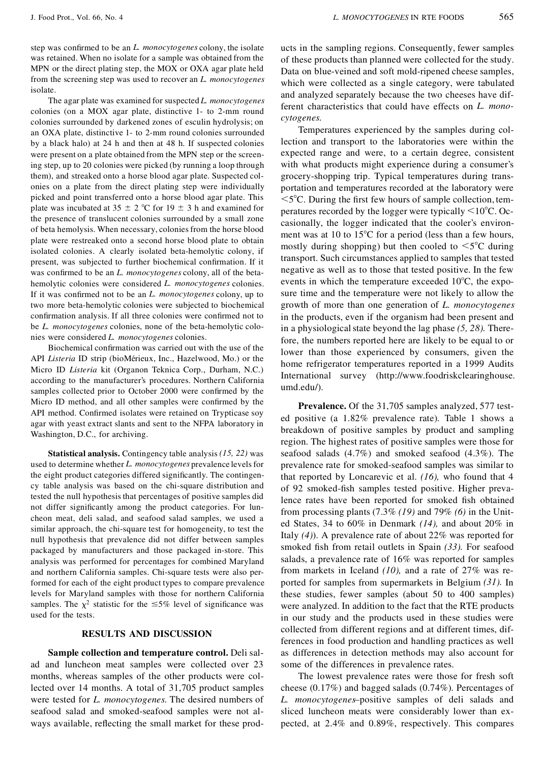step was confirmed to be an *L. monocytogenes* colony, the isolate was retained. When no isolate for a sample was obtained from the MPN or the direct plating step, the MOX or OXA agar plate held from the screening step was used to recover an *L. monocytogenes* isolate.

The agar plate was examined for suspected *L. monocytogenes* colonies (on a MOX agar plate, distinctive 1- to 2-mm round colonies surrounded by darkened zones of esculin hydrolysis; on an OXA plate, distinctive 1- to 2-mm round colonies surrounded by a black halo) at 24 h and then at 48 h. If suspected colonies were present on a plate obtained from the MPN step or the screening step, up to 20 colonies were picked (by running a loop through them), and streaked onto a horse blood agar plate. Suspected colonies on a plate from the direct plating step were individually picked and point transferred onto a horse blood agar plate. This plate was incubated at 35 ± 2 °C for 19 ± 3 h and examined for the presence of translucent colonies surrounded by a small zone of beta hemolysis. When necessary, colonies from the horse blood plate were restreaked onto a second horse blood plate to obtain isolated colonies. A clearly isolated beta-hemolytic colony, if present, was subjected to further biochemical confirmation. If it was confirmed to be an *L. monocytogenes* colony, all of the beta-hemolytic colonies were considered *L. monocytogenes* colonies. If it was confirmed not to be an *L. monocytogenes* colony, up to two more beta-hemolytic colonies were subjected to biochemical confirmation analysis. If all three colonies were confirmed not to be *L. monocytogenes* colonies, none of the beta-hemolytic colonies were considered *L. monocytogenes* colonies.

Biochemical confirmation was carried out with the use of the API *Listeria* ID strip (bioMérieux, Inc., Hazelwood, Mo.) or the Micro ID *Listeria* kit (Organon Teknica Corp., Durham, N.C.) according to the manufacturer's procedures. Northern California samples collected prior to October 2000 were confirmed by the Micro ID method, and all other samples were confirmed by the API method. Confirmed isolates were retained on Trypticase soy agar with yeast extract slants and sent to the NFPA laboratory in Washington, D.C., for archiving.

**Statistical analysis.** Contingency table analysis *(15, 22)* was used to determine whether *L. monocytogenes* prevalence levels for the eight product categories differed significantly. The contingency table analysis was based on the chi-square distribution and tested the null hypothesis that percentages of positive samples did not differ significantly among the product categories. For luncheon meat, deli salad, and seafood salad samples, we used a similar approach, the chi-square test for homogeneity, to test the null hypothesis that prevalence did not differ between samples packaged by manufacturers and those packaged in-store. This analysis was performed for percentages for combined Maryland and northern California samples. Chi-square tests were also performed for each of the eight product types to compare prevalence levels for Maryland samples with those for northern California samples. The $\chi^2$ statistic for the ≤5% level of significance was used for the tests.

## RESULTS AND DISCUSSION

**Sample collection and temperature control.** Deli salad and luncheon meat samples were collected over 23 months, whereas samples of the other products were collected over 14 months. A total of 31,705 product samples were tested for *L. monocytogenes.* The desired numbers of seafood salad and smoked-seafood samples were not always available, reflecting the small market for these products in the sampling regions. Consequently, fewer samples of these products than planned were collected for the study. Data on blue-veined and soft mold-ripened cheese samples, which were collected as a single category, were tabulated and analyzed separately because the two cheeses have different characteristics that could have effects on *L. monocytogenes.*

Temperatures experienced by the samples during collection and transport to the laboratories were within the expected range and were, to a certain degree, consistent with what products might experience during a consumer's grocery-shopping trip. Typical temperatures during transportation and temperatures recorded at the laboratory were <5°C. During the first few hours of sample collection, temperatures recorded by the logger were typically <10°C. Occasionally, the logger indicated that the cooler's environment was at 10 to 15°C for a period (less than a few hours, mostly during shopping) but then cooled to <5°C during transport. Such circumstances applied to samples that tested negative as well as to those that tested positive. In the few events in which the temperature exceeded 10°C, the exposure time and the temperature were not likely to allow the growth of more than one generation of *L. monocytogenes* in the products, even if the organism had been present and in a physiological state beyond the lag phase *(5, 28).* Therefore, the numbers reported here are likely to be equal to or lower than those experienced by consumers, given the home refrigerator temperatures reported in a 1999 Audits International survey (http://www.foodriskclearinghouse.umd.edu/).

**Prevalence.** Of the 31,705 samples analyzed, 577 tested positive (a 1.82% prevalence rate). Table 1 shows a breakdown of positive samples by product and sampling region. The highest rates of positive samples were those for seafood salads (4.7%) and smoked seafood (4.3%). The prevalence rate for smoked-seafood samples was similar to that reported by Loncarevic et al. *(16),* who found that 4 of 92 smoked-fish samples tested positive. Higher prevalence rates have been reported for smoked fish obtained from processing plants (7.3% *(19)* and 79% *(6)* in the United States, 34 to 60% in Denmark *(14),* and about 20% in Italy *(4)*). A prevalence rate of about 22% was reported for smoked fish from retail outlets in Spain *(33).* For seafood salads, a prevalence rate of 16% was reported for samples from markets in Iceland *(10),* and a rate of 27% was reported for samples from supermarkets in Belgium *(31).* In these studies, fewer samples (about 50 to 400 samples) were analyzed. In addition to the fact that the RTE products in our study and the products used in these studies were collected from different regions and at different times, differences in food production and handling practices as well as differences in detection methods may also account for some of the differences in prevalence rates.

The lowest prevalence rates were those for fresh soft cheese (0.17%) and bagged salads (0.74%). Percentages of *L. monocytogenes*–positive samples of deli salads and sliced luncheon meats were considerably lower than expected, at 2.4% and 0.89%, respectively. This compares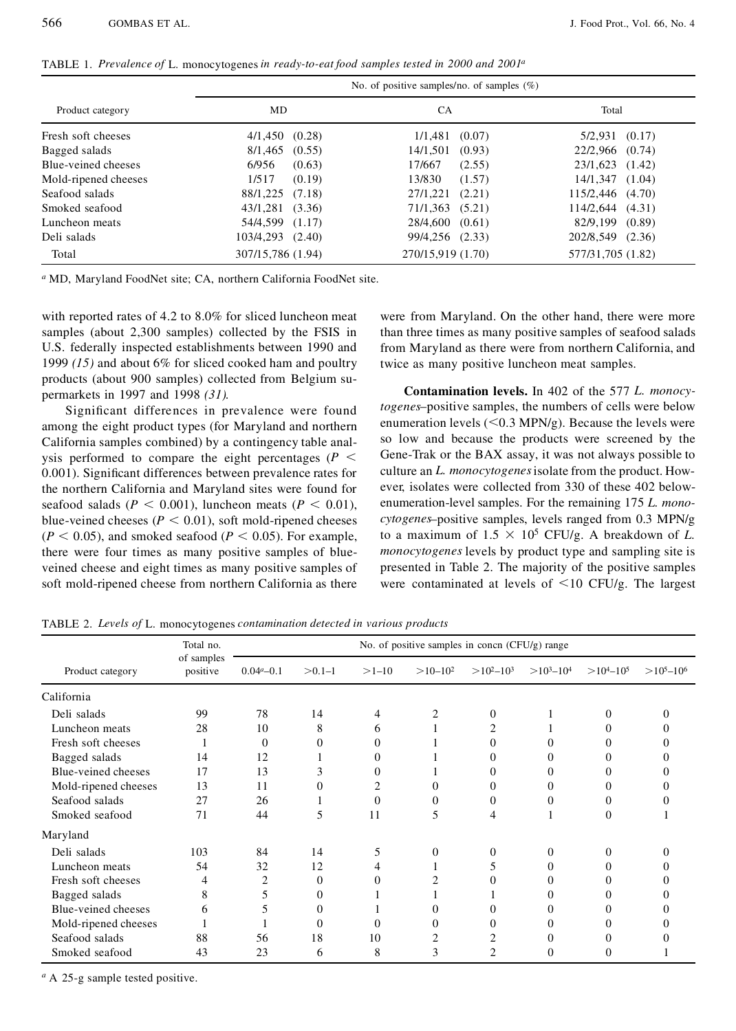TABLE 1. *Prevalence of* L. monocytogenes *in ready-to-eat food samples tested in 2000 and 2001*[a]

| Product category | No. of positive samples/no. of samples (%) | | |
|---|---|---|---|
| | MD | CA | Total |
| Fresh soft cheeses | 4/1,450 (0.28) | 1/1,481 (0.07) | 5/2,931 (0.17) |
| Bagged salads | 8/1,465 (0.55) | 14/1,501 (0.93) | 22/2,966 (0.74) |
| Blue-veined cheeses | 6/956 (0.63) | 17/667 (2.55) | 23/1,623 (1.42) |
| Mold-ripened cheeses | 1/517 (0.19) | 13/830 (1.57) | 14/1,347 (1.04) |
| Seafood salads | 88/1,225 (7.18) | 27/1,221 (2.21) | 115/2,446 (4.70) |
| Smoked seafood | 43/1,281 (3.36) | 71/1,363 (5.21) | 114/2,644 (4.31) |
| Luncheon meats | 54/4,599 (1.17) | 28/4,600 (0.61) | 82/9,199 (0.89) |
| Deli salads | 103/4,293 (2.40) | 99/4,256 (2.33) | 202/8,549 (2.36) |
| Total | 307/15,786 (1.94) | 270/15,919 (1.70) | 577/31,705 (1.82) |

[a] MD, Maryland FoodNet site; CA, northern California FoodNet site.

with reported rates of 4.2 to 8.0% for sliced luncheon meat samples (about 2,300 samples) collected by the FSIS in U.S. federally inspected establishments between 1990 and 1999 *(15)* and about 6% for sliced cooked ham and poultry products (about 900 samples) collected from Belgium supermarkets in 1997 and 1998 *(31)*.

Significant differences in prevalence were found among the eight product types (for Maryland and northern California samples combined) by a contingency table analysis performed to compare the eight percentages ($P < 0.001$). Significant differences between prevalence rates for the northern California and Maryland sites were found for seafood salads ($P < 0.001$), luncheon meats ($P < 0.01$), blue-veined cheeses ($P < 0.01$), soft mold-ripened cheeses ($P < 0.05$), and smoked seafood ($P < 0.05$). For example, there were four times as many positive samples of blue-veined cheese and eight times as many positive samples of soft mold-ripened cheese from northern California as there were from Maryland. On the other hand, there were more than three times as many positive samples of seafood salads from Maryland as there were from northern California, and twice as many positive luncheon meat samples.

**Contamination levels.** In 402 of the 577 *L. monocytogenes*–positive samples, the numbers of cells were below enumeration levels (<0.3 MPN/g). Because the levels were so low and because the products were screened by the Gene-Trak or the BAX assay, it was not always possible to culture an *L. monocytogenes* isolate from the product. However, isolates were collected from 330 of these 402 below-enumeration-level samples. For the remaining 175 *L. monocytogenes*–positive samples, levels ranged from 0.3 MPN/g to a maximum of $1.5 \times 10^5$ CFU/g. A breakdown of *L. monocytogenes* levels by product type and sampling site is presented in Table 2. The majority of the positive samples were contaminated at levels of <10 CFU/g. The largest

TABLE 2. *Levels of* L. monocytogenes *contamination detected in various products*

| Product category | Total no. of samples positive | No. of positive samples in concn (CFU/g) range | | | | | | | |
|---|---|---|---|---|---|---|---|---|---|
| | | $0.04^a$–0.1 | >0.1–1 | >1–10 | >10–$10^2$ | >$10^2$–$10^3$ | >$10^3$–$10^4$ | >$10^4$–$10^5$ | >$10^5$–$10^6$ |
| California | | | | | | | | | |
| Deli salads | 99 | 78 | 14 | 4 | 2 | 0 | 1 | 0 | 0 |
| Luncheon meats | 28 | 10 | 8 | 6 | 1 | 2 | 1 | 0 | 0 |
| Fresh soft cheeses | 1 | 0 | 0 | 0 | 1 | 0 | 0 | 0 | 0 |
| Bagged salads | 14 | 12 | 1 | 0 | 1 | 0 | 0 | 0 | 0 |
| Blue-veined cheeses | 17 | 13 | 3 | 0 | 1 | 0 | 0 | 0 | 0 |
| Mold-ripened cheeses | 13 | 11 | 0 | 2 | 0 | 0 | 0 | 0 | 0 |
| Seafood salads | 27 | 26 | 1 | 0 | 0 | 0 | 0 | 0 | 0 |
| Smoked seafood | 71 | 44 | 5 | 11 | 5 | 4 | 1 | 0 | 1 |
| Maryland | | | | | | | | | |
| Deli salads | 103 | 84 | 14 | 5 | 0 | 0 | 0 | 0 | 0 |
| Luncheon meats | 54 | 32 | 12 | 4 | 1 | 5 | 0 | 0 | 0 |
| Fresh soft cheeses | 4 | 2 | 0 | 0 | 2 | 0 | 0 | 0 | 0 |
| Bagged salads | 8 | 5 | 0 | 1 | 1 | 1 | 0 | 0 | 0 |
| Blue-veined cheeses | 6 | 5 | 0 | 1 | 0 | 0 | 0 | 0 | 0 |
| Mold-ripened cheeses | 1 | 1 | 0 | 0 | 0 | 0 | 0 | 0 | 0 |
| Seafood salads | 88 | 56 | 18 | 10 | 2 | 2 | 0 | 0 | 0 |
| Smoked seafood | 43 | 23 | 6 | 8 | 3 | 2 | 0 | 0 | 1 |

[a] A 25-g sample tested positive.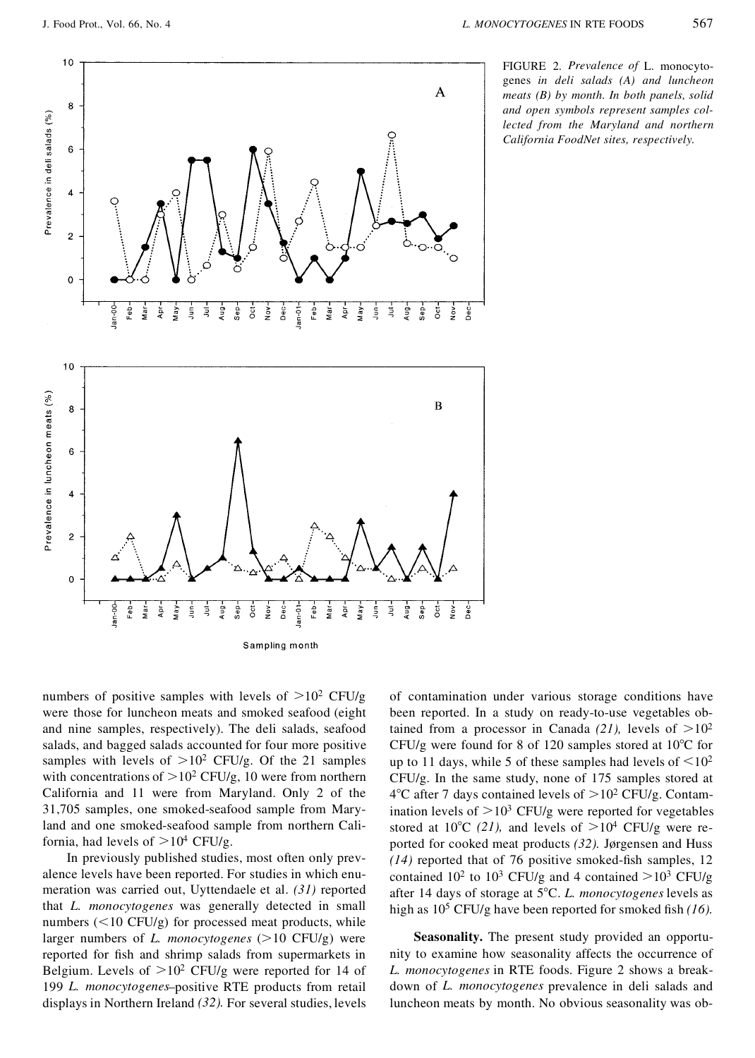FIGURE 2. *Prevalence of* L. monocytogenes *in deli salads (A) and luncheon meats (B) by month. In both panels, solid and open symbols represent samples collected from the Maryland and northern California FoodNet sites, respectively.*

numbers of positive samples with levels of $>10^2$ CFU/g were those for luncheon meats and smoked seafood (eight and nine samples, respectively). The deli salads, seafood salads, and bagged salads accounted for four more positive samples with levels of $>10^2$ CFU/g. Of the 21 samples with concentrations of $>10^2$ CFU/g, 10 were from northern California and 11 were from Maryland. Only 2 of the 31,705 samples, one smoked-seafood sample from Maryland and one smoked-seafood sample from northern California, had levels of $>10^4$ CFU/g.

In previously published studies, most often only prevalence levels have been reported. For studies in which enumeration was carried out, Uyttendaele et al. *(31)* reported that *L. monocytogenes* was generally detected in small numbers (<10 CFU/g) for processed meat products, while larger numbers of *L. monocytogenes* (>10 CFU/g) were reported for fish and shrimp salads from supermarkets in Belgium. Levels of $>10^2$ CFU/g were reported for 14 of 199 *L. monocytogenes*–positive RTE products from retail displays in Northern Ireland *(32)*. For several studies, levels of contamination under various storage conditions have been reported. In a study on ready-to-use vegetables obtained from a processor in Canada *(21)*, levels of $>10^2$ CFU/g were found for 8 of 120 samples stored at 10°C for up to 11 days, while 5 of these samples had levels of $<10^2$ CFU/g. In the same study, none of 175 samples stored at 4°C after 7 days contained levels of $>10^2$ CFU/g. Contamination levels of $>10^3$ CFU/g were reported for vegetables stored at 10°C *(21)*, and levels of $>10^4$ CFU/g were reported for cooked meat products *(32)*. Jørgensen and Huss *(14)* reported that of 76 positive smoked-fish samples, 12 contained $10^2$ to $10^3$ CFU/g and 4 contained $>10^3$ CFU/g after 14 days of storage at 5°C. *L. monocytogenes* levels as high as $10^5$ CFU/g have been reported for smoked fish *(16)*.

**Seasonality.** The present study provided an opportunity to examine how seasonality affects the occurrence of *L. monocytogenes* in RTE foods. Figure 2 shows a breakdown of *L. monocytogenes* prevalence in deli salads and luncheon meats by month. No obvious seasonality was ob-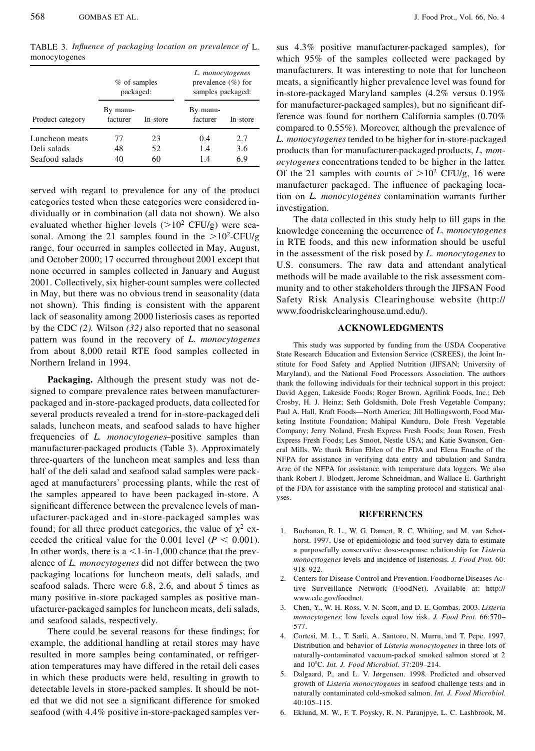TABLE 3. *Influence of packaging location on prevalence of* L. monocytogenes

| Product category | % of samples packaged: | | *L. monocytogenes* prevalence (%) for samples packaged: | |
|---|---|---|---|---|
| | By manufacturer | In-store | By manufacturer | In-store |
| Luncheon meats | 77 | 23 | 0.4 | 2.7 |
| Deli salads | 48 | 52 | 1.4 | 3.6 |
| Seafood salads | 40 | 60 | 1.4 | 6.9 |

served with regard to prevalence for any of the product categories tested when these categories were considered individually or in combination (all data not shown). We also evaluated whether higher levels ($>10^2$ CFU/g) were seasonal. Among the 21 samples found in the $>10^2$-CFU/g range, four occurred in samples collected in May, August, and October 2000; 17 occurred throughout 2001 except that none occurred in samples collected in January and August 2001. Collectively, six higher-count samples were collected in May, but there was no obvious trend in seasonality (data not shown). This finding is consistent with the apparent lack of seasonality among 2000 listeriosis cases as reported by the CDC *(2)*. Wilson *(32)* also reported that no seasonal pattern was found in the recovery of *L. monocytogenes* from about 8,000 retail RTE food samples collected in Northern Ireland in 1994.

**Packaging.** Although the present study was not designed to compare prevalence rates between manufacturer-packaged and in-store-packaged products, data collected for several products revealed a trend for in-store-packaged deli salads, luncheon meats, and seafood salads to have higher frequencies of *L. monocytogenes*–positive samples than manufacturer-packaged products (Table 3). Approximately three-quarters of the luncheon meat samples and less than half of the deli salad and seafood salad samples were packaged at manufacturers' processing plants, while the rest of the samples appeared to have been packaged in-store. A significant difference between the prevalence levels of manufacturer-packaged and in-store-packaged samples was found; for all three product categories, the value of $\chi^2$ exceeded the critical value for the 0.001 level ($P < 0.001$). In other words, there is a <1-in-1,000 chance that the prevalence of *L. monocytogenes* did not differ between the two packaging locations for luncheon meats, deli salads, and seafood salads. There were 6.8, 2.6, and about 5 times as many positive in-store packaged samples as positive manufacturer-packaged samples for luncheon meats, deli salads, and seafood salads, respectively.

There could be several reasons for these findings; for example, the additional handling at retail stores may have resulted in more samples being contaminated, or refrigeration temperatures may have differed in the retail deli cases in which these products were held, resulting in growth to detectable levels in store-packed samples. It should be noted that we did not see a significant difference for smoked seafood (with 4.4% positive in-store-packaged samples versus 4.3% positive manufacturer-packaged samples), for which 95% of the samples collected were packaged by manufacturers. It was interesting to note that for luncheon meats, a significantly higher prevalence level was found for in-store-packaged Maryland samples (4.2% versus 0.19% for manufacturer-packaged samples), but no significant difference was found for northern California samples (0.70% compared to 0.55%). Moreover, although the prevalence of *L. monocytogenes* tended to be higher for in-store-packaged products than for manufacturer-packaged products, *L. monocytogenes* concentrations tended to be higher in the latter. Of the 21 samples with counts of $>10^2$ CFU/g, 16 were manufacturer packaged. The influence of packaging location on *L. monocytogenes* contamination warrants further investigation.

The data collected in this study help to fill gaps in the knowledge concerning the occurrence of *L. monocytogenes* in RTE foods, and this new information should be useful in the assessment of the risk posed by *L. monocytogenes* to U.S. consumers. The raw data and attendant analytical methods will be made available to the risk assessment community and to other stakeholders through the JIFSAN Food Safety Risk Analysis Clearinghouse website (http://www.foodriskclearinghouse.umd.edu/).

## ACKNOWLEDGMENTS

This study was supported by funding from the USDA Cooperative State Research Education and Extension Service (CSREES), the Joint Institute for Food Safety and Applied Nutrition (JIFSAN; University of Maryland), and the National Food Processors Association. The authors thank the following individuals for their technical support in this project: David Aggen, Lakeside Foods; Roger Brown, Agrilink Foods, Inc.; Deb Crosby, H. J. Heinz; Seth Goldsmith, Dole Fresh Vegetable Company; Paul A. Hall, Kraft Foods—North America; Jill Hollingsworth, Food Marketing Institute Foundation; Mahipal Kunduru, Dole Fresh Vegetable Company; Jerry Noland, Fresh Express Fresh Foods; Joan Rosen, Fresh Express Fresh Foods; Les Smoot, Nestle USA; and Katie Swanson, General Mills. We thank Brian Eblen of the FDA and Elena Enache of the NFPA for assistance in verifying data entry and tabulation and Sandra Arze of the NFPA for assistance with temperature data loggers. We also thank Robert J. Blodgett, Jerome Schneidman, and Wallace E. Garthright of the FDA for assistance with the sampling protocol and statistical analyses.

## REFERENCES

1. Buchanan, R. L., W. G. Damert, R. C. Whiting, and M. van Schothorst. 1997. Use of epidemiologic and food survey data to estimate a purposefully conservative dose-response relationship for *Listeria monocytogenes* levels and incidence of listeriosis. *J. Food Prot.* 60: 918–922.
2. Centers for Disease Control and Prevention. Foodborne Diseases Active Surveillance Network (FoodNet). Available at: http://www.cdc.gov/foodnet.
3. Chen, Y., W. H. Ross, V. N. Scott, and D. E. Gombas. 2003. *Listeria monocytogenes*: low levels equal low risk. *J. Food Prot.* 66:570–577.
4. Cortesi, M. L., T. Sarli, A. Santoro, N. Murru, and T. Pepe. 1997. Distribution and behavior of *Listeria monocytogenes* in three lots of naturally-contaminated vacuum-packed smoked salmon stored at 2 and 10°C. *Int. J. Food Microbiol.* 37:209–214.
5. Dalgaard, P., and L. V. Jørgensen. 1998. Predicted and observed growth of *Listeria monocytogenes* in seafood challenge tests and in naturally contaminated cold-smoked salmon. *Int. J. Food Microbiol.* 40:105–115.
6. Eklund, M. W., F. T. Poysky, R. N. Paranjpye, L. C. Lashbrook, M.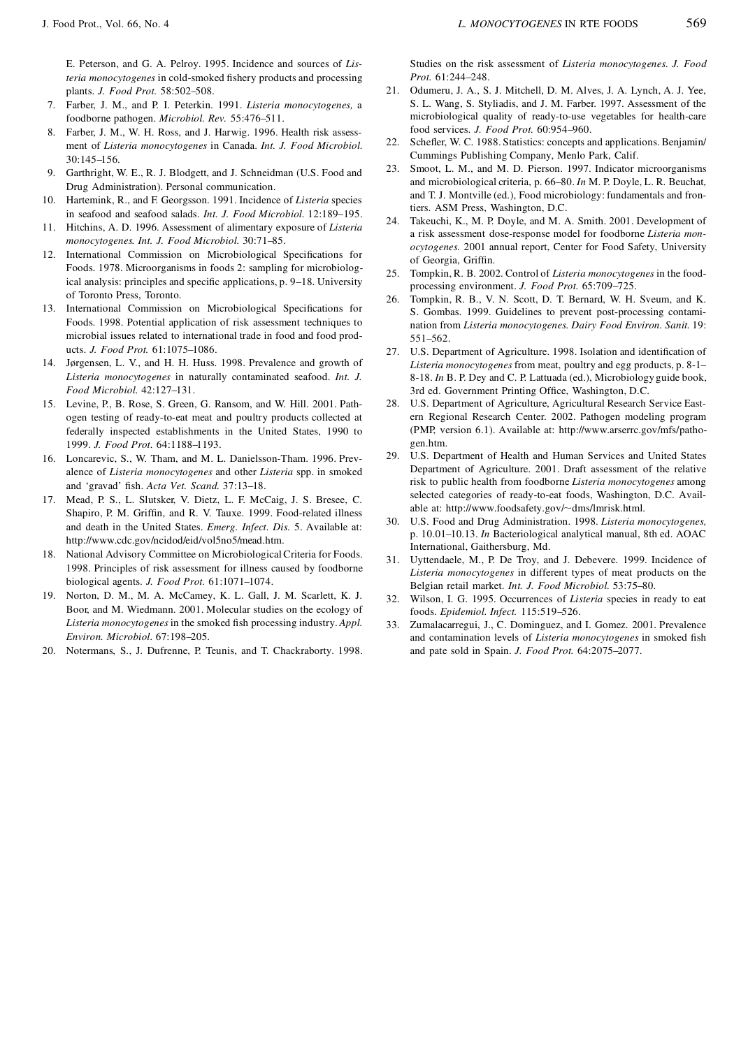E. Peterson, and G. A. Pelroy. 1995. Incidence and sources of *Listeria monocytogenes* in cold-smoked fishery products and processing plants. *J. Food Prot.* 58:502–508.

7. Farber, J. M., and P. I. Peterkin. 1991. *Listeria monocytogenes,* a foodborne pathogen. *Microbiol. Rev.* 55:476–511.
8. Farber, J. M., W. H. Ross, and J. Harwig. 1996. Health risk assessment of *Listeria monocytogenes* in Canada. *Int. J. Food Microbiol.* 30:145–156.
9. Garthright, W. E., R. J. Blodgett, and J. Schneidman (U.S. Food and Drug Administration). Personal communication.
10. Hartemink, R., and F. Georgsson. 1991. Incidence of *Listeria* species in seafood and seafood salads. *Int. J. Food Microbiol.* 12:189–195.
11. Hitchins, A. D. 1996. Assessment of alimentary exposure of *Listeria monocytogenes. Int. J. Food Microbiol.* 30:71–85.
12. International Commission on Microbiological Specifications for Foods. 1978. Microorganisms in foods 2: sampling for microbiological analysis: principles and specific applications, p. 9–18. University of Toronto Press, Toronto.
13. International Commission on Microbiological Specifications for Foods. 1998. Potential application of risk assessment techniques to microbial issues related to international trade in food and food products. *J. Food Prot.* 61:1075–1086.
14. Jørgensen, L. V., and H. H. Huss. 1998. Prevalence and growth of *Listeria monocytogenes* in naturally contaminated seafood. *Int. J. Food Microbiol.* 42:127–131.
15. Levine, P., B. Rose, S. Green, G. Ransom, and W. Hill. 2001. Pathogen testing of ready-to-eat meat and poultry products collected at federally inspected establishments in the United States, 1990 to 1999. *J. Food Prot.* 64:1188–1193.
16. Loncarevic, S., W. Tham, and M. L. Danielsson-Tham. 1996. Prevalence of *Listeria monocytogenes* and other *Listeria* spp. in smoked and 'gravad' fish. *Acta Vet. Scand.* 37:13–18.
17. Mead, P. S., L. Slutsker, V. Dietz, L. F. McCaig, J. S. Bresee, C. Shapiro, P. M. Griffin, and R. V. Tauxe. 1999. Food-related illness and death in the United States. *Emerg. Infect. Dis.* 5. Available at: http://www.cdc.gov/ncidod/eid/vol5no5/mead.htm.
18. National Advisory Committee on Microbiological Criteria for Foods. 1998. Principles of risk assessment for illness caused by foodborne biological agents. *J. Food Prot.* 61:1071–1074.
19. Norton, D. M., M. A. McCamey, K. L. Gall, J. M. Scarlett, K. J. Boor, and M. Wiedmann. 2001. Molecular studies on the ecology of *Listeria monocytogenes* in the smoked fish processing industry. *Appl. Environ. Microbiol.* 67:198–205.
20. Notermans, S., J. Dufrenne, P. Teunis, and T. Chackraborty. 1998. Studies on the risk assessment of *Listeria monocytogenes. J. Food Prot.* 61:244–248.
21. Odumeru, J. A., S. J. Mitchell, D. M. Alves, J. A. Lynch, A. J. Yee, S. L. Wang, S. Styliadis, and J. M. Farber. 1997. Assessment of the microbiological quality of ready-to-use vegetables for health-care food services. *J. Food Prot.* 60:954–960.
22. Schefler, W. C. 1988. Statistics: concepts and applications. Benjamin/Cummings Publishing Company, Menlo Park, Calif.
23. Smoot, L. M., and M. D. Pierson. 1997. Indicator microorganisms and microbiological criteria, p. 66–80. *In* M. P. Doyle, L. R. Beuchat, and T. J. Montville (ed.), Food microbiology: fundamentals and frontiers. ASM Press, Washington, D.C.
24. Takeuchi, K., M. P. Doyle, and M. A. Smith. 2001. Development of a risk assessment dose-response model for foodborne *Listeria monocytogenes.* 2001 annual report, Center for Food Safety, University of Georgia, Griffin.
25. Tompkin, R. B. 2002. Control of *Listeria monocytogenes* in the food-processing environment. *J. Food Prot.* 65:709–725.
26. Tompkin, R. B., V. N. Scott, D. T. Bernard, W. H. Sveum, and K. S. Gombas. 1999. Guidelines to prevent post-processing contamination from *Listeria monocytogenes. Dairy Food Environ. Sanit.* 19: 551–562.
27. U.S. Department of Agriculture. 1998. Isolation and identification of *Listeria monocytogenes* from meat, poultry and egg products, p. 8-1–8-18. *In* B. P. Dey and C. P. Lattuada (ed.), Microbiology guide book, 3rd ed. Government Printing Office, Washington, D.C.
28. U.S. Department of Agriculture, Agricultural Research Service Eastern Regional Research Center. 2002. Pathogen modeling program (PMP, version 6.1). Available at: http://www.arserrc.gov/mfs/pathogen.htm.
29. U.S. Department of Health and Human Services and United States Department of Agriculture. 2001. Draft assessment of the relative risk to public health from foodborne *Listeria monocytogenes* among selected categories of ready-to-eat foods, Washington, D.C. Available at: http://www.foodsafety.gov/~dms/lmrisk.html.
30. U.S. Food and Drug Administration. 1998. *Listeria monocytogenes,* p. 10.01–10.13. *In* Bacteriological analytical manual, 8th ed. AOAC International, Gaithersburg, Md.
31. Uyttendaele, M., P. De Troy, and J. Debevere. 1999. Incidence of *Listeria monocytogenes* in different types of meat products on the Belgian retail market. *Int. J. Food Microbiol.* 53:75–80.
32. Wilson, I. G. 1995. Occurrences of *Listeria* species in ready to eat foods. *Epidemiol. Infect.* 115:519–526.
33. Zumalacarregui, J., C. Dominguez, and I. Gomez. 2001. Prevalence and contamination levels of *Listeria monocytogenes* in smoked fish and pate sold in Spain. *J. Food Prot.* 64:2075–2077.